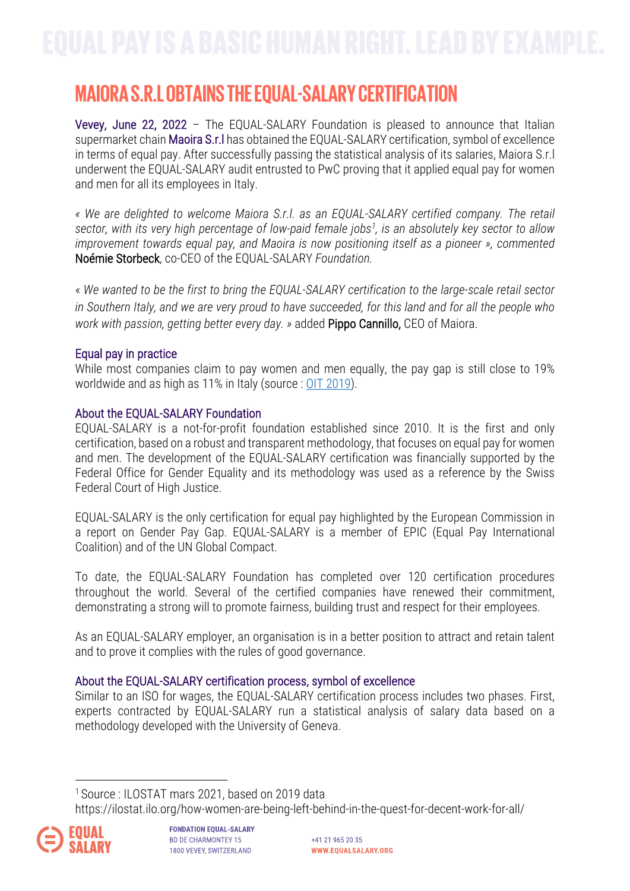# MAIORA S.R.L OBTAINS THE EQUAL-SALARY CERTIFICATION

Vevey, June 22, 2022 – The EQUAL-SALARY Foundation is pleased to announce that Italian supermarket chain Maoira S.r.l has obtained the EQUAL-SALARY certification, symbol of excellence in terms of equal pay. After successfully passing the statistical analysis of its salaries, Maiora S.r.l underwent the EQUAL-SALARY audit entrusted to PwC proving that it applied equal pay for women and men for all its employees in Italy.

*« We are delighted to welcome Maiora S.r.l. as an EQUAL-SALARY certified company. The retail sector, with its very high percentage of low-paid female jobs[1], is an absolutely key sector to allow improvement towards equal pay, and Maoira is now positioning itself as a pioneer »,* commented Noémie Storbeck, co-CEO of the EQUAL-SALARY *Foundation.*

« *We wanted to be the first to bring the EQUAL-SALARY certification to the large-scale retail sector in Southern Italy, and we are very proud to have succeeded, for this land and for all the people who work with passion, getting better every day. »* added Pippo Cannillo, CEO of Maiora.

### Equal pay in practice

While most companies claim to pay women and men equally, the pay gap is still close to 19% worldwide and as high as 11% in Italy (source : OIT 2019).

### About the EQUAL-SALARY Foundation

EQUAL-SALARY is a not-for-profit foundation established since 2010. It is the first and only certification, based on a robust and transparent methodology, that focuses on equal pay for women and men. The development of the EQUAL-SALARY certification was financially supported by the Federal Office for Gender Equality and its methodology was used as a reference by the Swiss Federal Court of High Justice.

EQUAL-SALARY is the only certification for equal pay highlighted by the European Commission in a report on Gender Pay Gap. EQUAL-SALARY is a member of EPIC (Equal Pay International Coalition) and of the UN Global Compact.

To date, the EQUAL-SALARY Foundation has completed over 120 certification procedures throughout the world. Several of the certified companies have renewed their commitment, demonstrating a strong will to promote fairness, building trust and respect for their employees.

As an EQUAL-SALARY employer, an organisation is in a better position to attract and retain talent and to prove it complies with the rules of good governance.

### About the EQUAL-SALARY certification process, symbol of excellence

Similar to an ISO for wages, the EQUAL-SALARY certification process includes two phases. First, experts contracted by EQUAL-SALARY run a statistical analysis of salary data based on a methodology developed with the University of Geneva.

---

[1] Source : ILOSTAT mars 2021, based on 2019 data
https://ilostat.ilo.org/how-women-are-being-left-behind-in-the-quest-for-decent-work-for-all/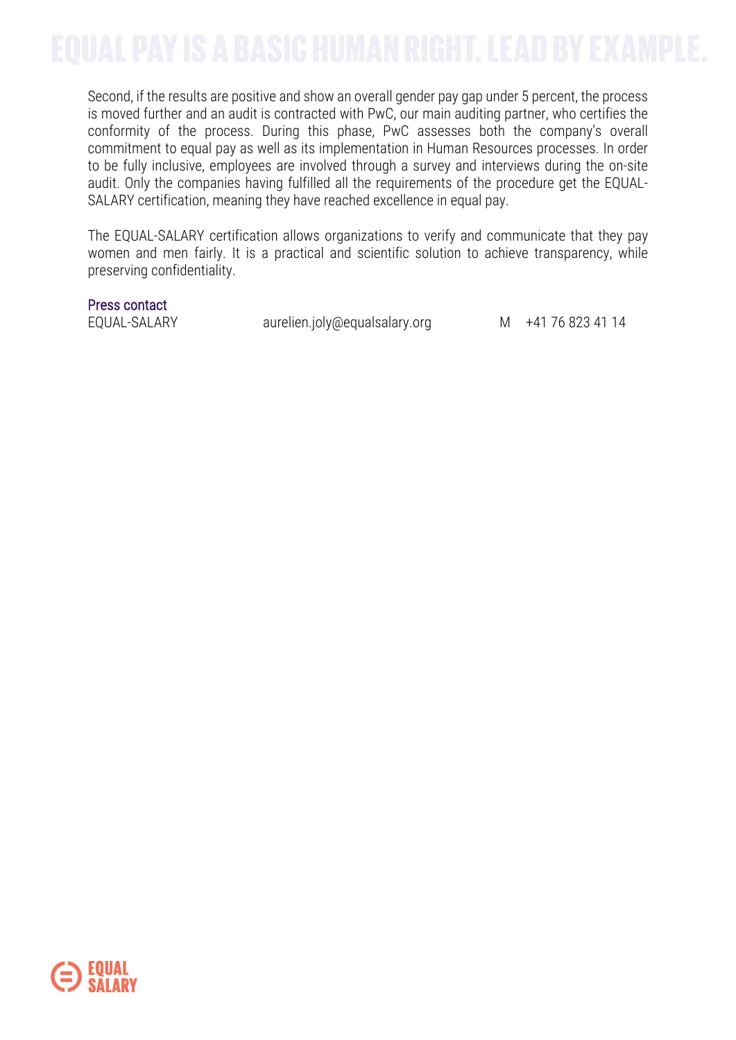Second, if the results are positive and show an overall gender pay gap under 5 percent, the process is moved further and an audit is contracted with PwC, our main auditing partner, who certifies the conformity of the process. During this phase, PwC assesses both the company's overall commitment to equal pay as well as its implementation in Human Resources processes. In order to be fully inclusive, employees are involved through a survey and interviews during the on-site audit. Only the companies having fulfilled all the requirements of the procedure get the EQUAL-SALARY certification, meaning they have reached excellence in equal pay.

The EQUAL-SALARY certification allows organizations to verify and communicate that they pay women and men fairly. It is a practical and scientific solution to achieve transparency, while preserving confidentiality.

Press contact

EQUAL-SALARY aurelien.joly@equalsalary.org M +41 76 823 41 14